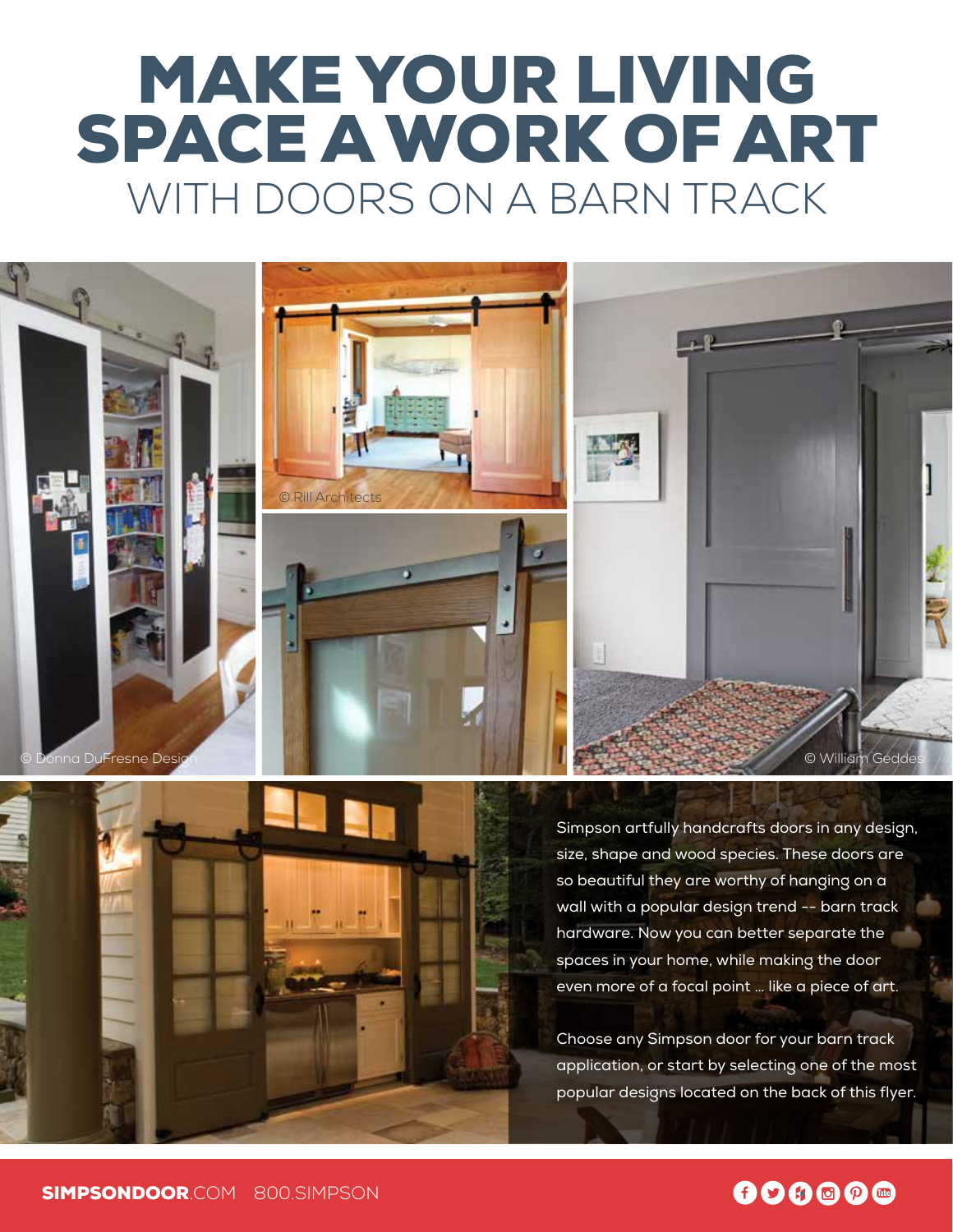# MAKE YOUR LIVING SPACE A WORK OF ART

## WITH DOORS ON A BARN TRACK

© Donna DuFresne Design

© Rill Architects

© William Geddes

Simpson artfully handcrafts doors in any design, size, shape and wood species. These doors are so beautiful they are worthy of hanging on a wall with a popular design trend -- barn track hardware. Now you can better separate the spaces in your home, while making the door even more of a focal point ... like a piece of art.

Choose any Simpson door for your barn track application, or start by selecting one of the most popular designs located on the back of this flyer.

**SIMPSONDOOR**.COM 800.SIMPSON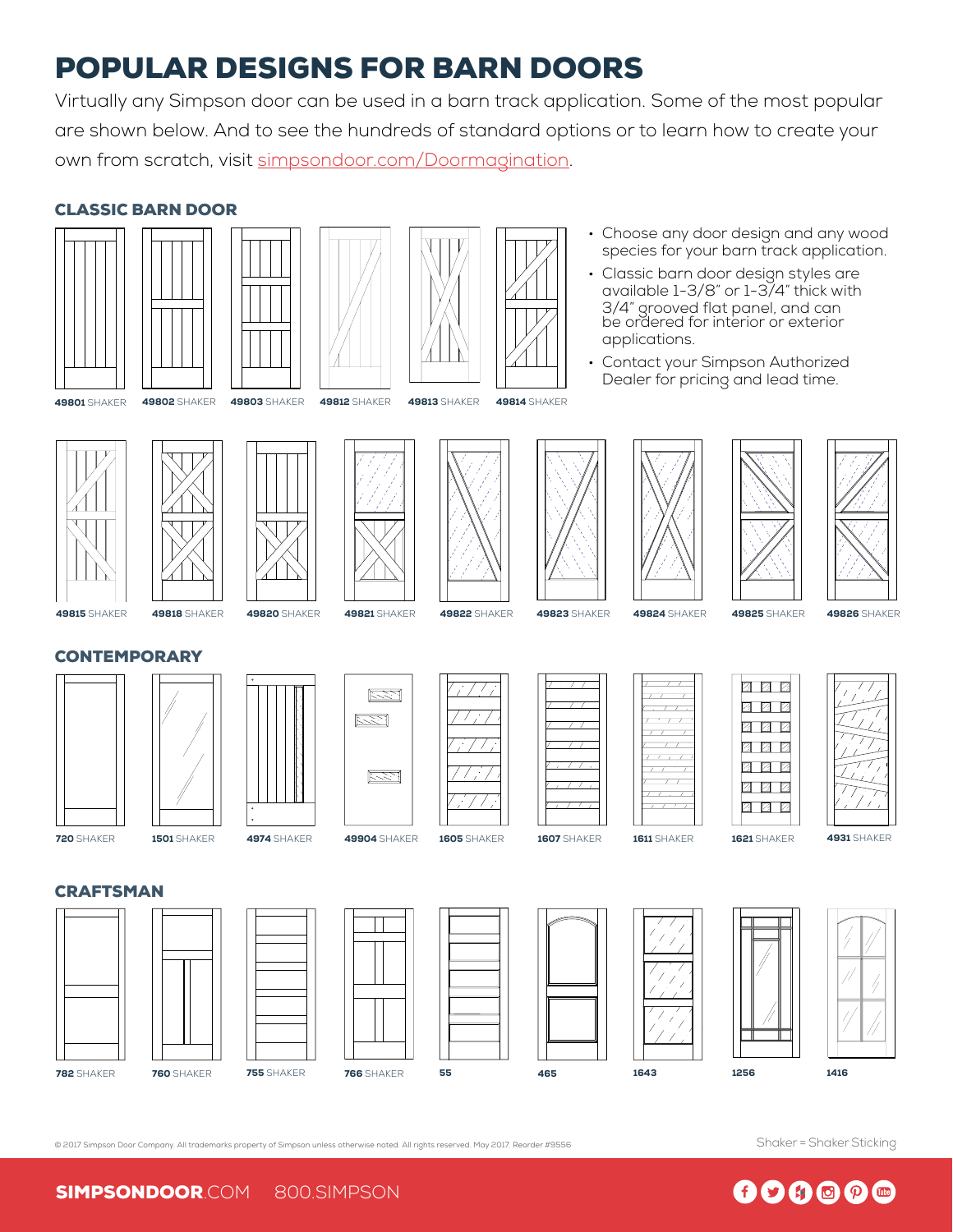# POPULAR DESIGNS FOR BARN DOORS

Virtually any Simpson door can be used in a barn track application. Some of the most popular are shown below. And to see the hundreds of standard options or to learn how to create your own from scratch, visit simpsondoor.com/Doormagination.

## CLASSIC BARN DOOR

- Choose any door design and any wood species for your barn track application.
- Classic barn door design styles are available 1-3/8" or 1-3/4" thick with 3/4" grooved flat panel, and can be ordered for interior or exterior applications.
- Contact your Simpson Authorized Dealer for pricing and lead time.

**49801** SHAKER
**49802** SHAKER
**49803** SHAKER
**49812** SHAKER
**49813** SHAKER
**49814** SHAKER

**49815** SHAKER
**49818** SHAKER
**49820** SHAKER
**49821** SHAKER
**49822** SHAKER
**49823** SHAKER
**49824** SHAKER
**49825** SHAKER
**49826** SHAKER

## CONTEMPORARY

**720** SHAKER
**1501** SHAKER
**4974** SHAKER
**49904** SHAKER
**1605** SHAKER
**1607** SHAKER
**1611** SHAKER
**1621** SHAKER
**4931** SHAKER

## CRAFTSMAN

**782** SHAKER
**760** SHAKER
**755** SHAKER
**766** SHAKER
**55**
**465**
**1643**
**1256**
**1416**

© 2017 Simpson Door Company. All trademarks property of Simpson unless otherwise noted. All rights reserved. May 2017. Reorder #9556

Shaker = Shaker Sticking

**SIMPSONDOOR**.COM 800.SIMPSON